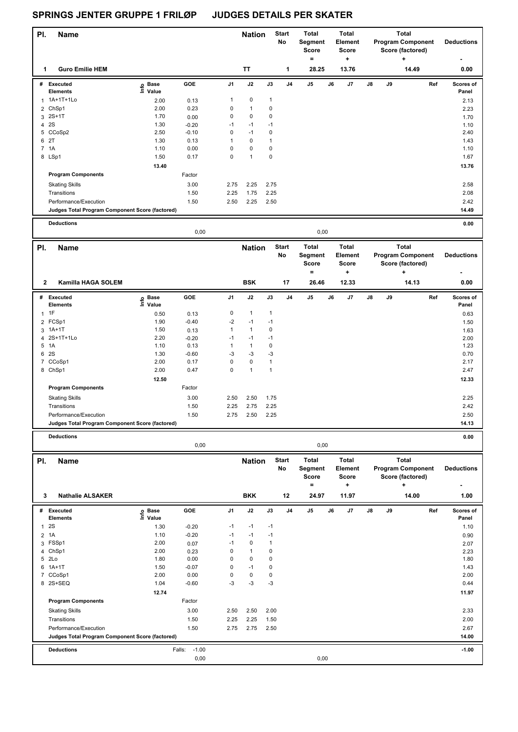# SPRINGS JENTER GRUPPE 1 FRILØP JUDGES DETAILS PER SKATER

| Pl. | Name | Nation | Start No | Total Segment Score = | Total Element Score + | Total Program Component Score (factored) + | Deductions - |
|---|---|---|---|---|---|---|---|
| 1 | Guro Emilie HEM | TT | 1 | 28.25 | 13.76 | 14.49 | 0.00 |

| # | Executed Elements | Info | Base Value | GOE | J1 | J2 | J3 | J4 | J5 | J6 | J7 | J8 | J9 | Ref | Scores of Panel |
|---|---|---|---|---|---|---|---|---|---|---|---|---|---|---|---|
| 1 | 1A+1T+1Lo | | 2.00 | 0.13 | 1 | 0 | 1 | | | | | | | | 2.13 |
| 2 | ChSp1 | | 2.00 | 0.23 | 0 | 1 | 0 | | | | | | | | 2.23 |
| 3 | 2S+1T | | 1.70 | 0.00 | 0 | 0 | 0 | | | | | | | | 1.70 |
| 4 | 2S | | 1.30 | -0.20 | -1 | -1 | -1 | | | | | | | | 1.10 |
| 5 | CCoSp2 | | 2.50 | -0.10 | 0 | -1 | 0 | | | | | | | | 2.40 |
| 6 | 2T | | 1.30 | 0.13 | 1 | 0 | 1 | | | | | | | | 1.43 |
| 7 | 1A | | 1.10 | 0.00 | 0 | 0 | 0 | | | | | | | | 1.10 |
| 8 | LSp1 | | 1.50 | 0.17 | 0 | 1 | 0 | | | | | | | | 1.67 |
| | | | 13.40 | | | | | | | | | | | | 13.76 |

| Program Components | Factor | J1 | J2 | J3 | Scores of Panel |
|---|---|---|---|---|---|
| Skating Skills | 3.00 | 2.75 | 2.25 | 2.75 | 2.58 |
| Transitions | 1.50 | 2.25 | 1.75 | 2.25 | 2.08 |
| Performance/Execution | 1.50 | 2.50 | 2.25 | 2.50 | 2.42 |
| Judges Total Program Component Score (factored) | | | | | 14.49 |

**Deductions** 0,00 0,00 — **0.00**

| Pl. | Name | Nation | Start No | Total Segment Score = | Total Element Score + | Total Program Component Score (factored) + | Deductions - |
|---|---|---|---|---|---|---|---|
| 2 | Kamilla HAGA SOLEM | BSK | 17 | 26.46 | 12.33 | 14.13 | 0.00 |

| # | Executed Elements | Info | Base Value | GOE | J1 | J2 | J3 | J4 | J5 | J6 | J7 | J8 | J9 | Ref | Scores of Panel |
|---|---|---|---|---|---|---|---|---|---|---|---|---|---|---|---|
| 1 | 1F | | 0.50 | 0.13 | 0 | 1 | 1 | | | | | | | | 0.63 |
| 2 | FCSp1 | | 1.90 | -0.40 | -2 | -1 | -1 | | | | | | | | 1.50 |
| 3 | 1A+1T | | 1.50 | 0.13 | 1 | 1 | 0 | | | | | | | | 1.63 |
| 4 | 2S+1T+1Lo | | 2.20 | -0.20 | -1 | -1 | -1 | | | | | | | | 2.00 |
| 5 | 1A | | 1.10 | 0.13 | 1 | 1 | 0 | | | | | | | | 1.23 |
| 6 | 2S | | 1.30 | -0.60 | -3 | -3 | -3 | | | | | | | | 0.70 |
| 7 | CCoSp1 | | 2.00 | 0.17 | 0 | 0 | 1 | | | | | | | | 2.17 |
| 8 | ChSp1 | | 2.00 | 0.47 | 0 | 1 | 1 | | | | | | | | 2.47 |
| | | | 12.50 | | | | | | | | | | | | 12.33 |

| Program Components | Factor | J1 | J2 | J3 | Scores of Panel |
|---|---|---|---|---|---|
| Skating Skills | 3.00 | 2.50 | 2.50 | 1.75 | 2.25 |
| Transitions | 1.50 | 2.25 | 2.75 | 2.25 | 2.42 |
| Performance/Execution | 1.50 | 2.75 | 2.50 | 2.25 | 2.50 |
| Judges Total Program Component Score (factored) | | | | | 14.13 |

**Deductions** 0,00 0,00 — **0.00**

| Pl. | Name | Nation | Start No | Total Segment Score = | Total Element Score + | Total Program Component Score (factored) + | Deductions - |
|---|---|---|---|---|---|---|---|
| 3 | Nathalie ALSAKER | BKK | 12 | 24.97 | 11.97 | 14.00 | 1.00 |

| # | Executed Elements | Info | Base Value | GOE | J1 | J2 | J3 | J4 | J5 | J6 | J7 | J8 | J9 | Ref | Scores of Panel |
|---|---|---|---|---|---|---|---|---|---|---|---|---|---|---|---|
| 1 | 2S | | 1.30 | -0.20 | -1 | -1 | -1 | | | | | | | | 1.10 |
| 2 | 1A | | 1.10 | -0.20 | -1 | -1 | -1 | | | | | | | | 0.90 |
| 3 | FSSp1 | | 2.00 | 0.07 | -1 | 0 | 1 | | | | | | | | 2.07 |
| 4 | ChSp1 | | 2.00 | 0.23 | 0 | 1 | 0 | | | | | | | | 2.23 |
| 5 | 2Lo | | 1.80 | 0.00 | 0 | 0 | 0 | | | | | | | | 1.80 |
| 6 | 1A+1T | | 1.50 | -0.07 | 0 | -1 | 0 | | | | | | | | 1.43 |
| 7 | CCoSp1 | | 2.00 | 0.00 | 0 | 0 | 0 | | | | | | | | 2.00 |
| 8 | 2S+SEQ | | 1.04 | -0.60 | -3 | -3 | -3 | | | | | | | | 0.44 |
| | | | 12.74 | | | | | | | | | | | | 11.97 |

| Program Components | Factor | J1 | J2 | J3 | Scores of Panel |
|---|---|---|---|---|---|
| Skating Skills | 3.00 | 2.50 | 2.50 | 2.00 | 2.33 |
| Transitions | 1.50 | 2.25 | 2.25 | 1.50 | 2.00 |
| Performance/Execution | 1.50 | 2.75 | 2.75 | 2.50 | 2.67 |
| Judges Total Program Component Score (factored) | | | | | 14.00 |

**Deductions** Falls: -1.00 — **-1.00**
0,00 0,00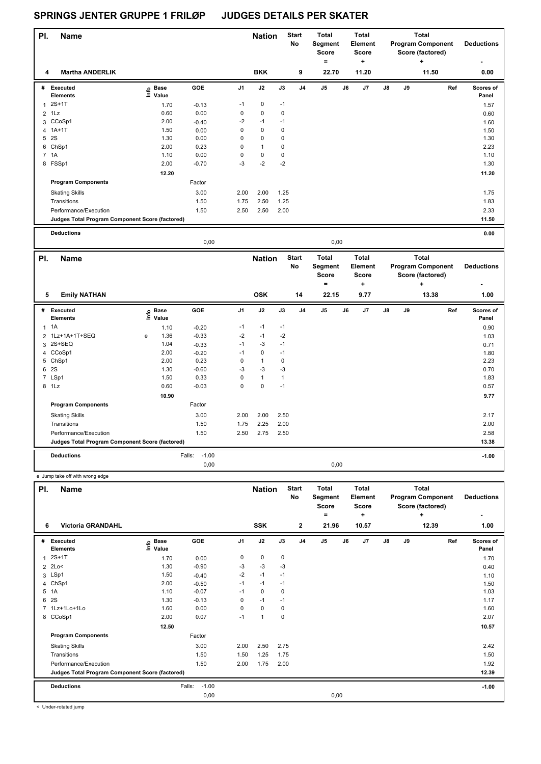# SPRINGS JENTER GRUPPE 1 FRILØP JUDGES DETAILS PER SKATER

| Pl. | Name | Nation | Start No | Total Segment Score = | Total Element Score + | Total Program Component Score (factored) + | Deductions - |
|---|---|---|---|---|---|---|---|
| 4 | Martha ANDERLIK | BKK | 9 | 22.70 | 11.20 | 11.50 | 0.00 |

| # | Executed Elements | Info | Base Value | GOE | J1 | J2 | J3 | J4 | J5 | J6 | J7 | J8 | J9 | Ref | Scores of Panel |
|---|---|---|---|---|---|---|---|---|---|---|---|---|---|---|---|
| 1 | 2S+1T | | 1.70 | -0.13 | -1 | 0 | -1 | | | | | | | | 1.57 |
| 2 | 1Lz | | 0.60 | 0.00 | 0 | 0 | 0 | | | | | | | | 0.60 |
| 3 | CCoSp1 | | 2.00 | -0.40 | -2 | -1 | -1 | | | | | | | | 1.60 |
| 4 | 1A+1T | | 1.50 | 0.00 | 0 | 0 | 0 | | | | | | | | 1.50 |
| 5 | 2S | | 1.30 | 0.00 | 0 | 0 | 0 | | | | | | | | 1.30 |
| 6 | ChSp1 | | 2.00 | 0.23 | 0 | 1 | 0 | | | | | | | | 2.23 |
| 7 | 1A | | 1.10 | 0.00 | 0 | 0 | 0 | | | | | | | | 1.10 |
| 8 | FSSp1 | | 2.00 | -0.70 | -3 | -2 | -2 | | | | | | | | 1.30 |
| | | | 12.20 | | | | | | | | | | | | 11.20 |
| | **Program Components** | | | Factor | | | | | | | | | | | |
| | Skating Skills | | | 3.00 | 2.00 | 2.00 | 1.25 | | | | | | | | 1.75 |
| | Transitions | | | 1.50 | 1.75 | 2.50 | 1.25 | | | | | | | | 1.83 |
| | Performance/Execution | | | 1.50 | 2.50 | 2.50 | 2.00 | | | | | | | | 2.33 |
| | **Judges Total Program Component Score (factored)** | | | | | | | | | | | | | | 11.50 |
| | **Deductions** | | | | | | | | | | | | | | 0.00 |
| | | | | 0,00 | | | | | 0,00 | | | | | | |

| Pl. | Name | Nation | Start No | Total Segment Score = | Total Element Score + | Total Program Component Score (factored) + | Deductions - |
|---|---|---|---|---|---|---|---|
| 5 | Emily NATHAN | OSK | 14 | 22.15 | 9.77 | 13.38 | 1.00 |

| # | Executed Elements | Info | Base Value | GOE | J1 | J2 | J3 | J4 | J5 | J6 | J7 | J8 | J9 | Ref | Scores of Panel |
|---|---|---|---|---|---|---|---|---|---|---|---|---|---|---|---|
| 1 | 1A | | 1.10 | -0.20 | -1 | -1 | -1 | | | | | | | | 0.90 |
| 2 | 1Lz+1A+1T+SEQ | e | 1.36 | -0.33 | -2 | -1 | -2 | | | | | | | | 1.03 |
| 3 | 2S+SEQ | | 1.04 | -0.33 | -1 | -3 | -1 | | | | | | | | 0.71 |
| 4 | CCoSp1 | | 2.00 | -0.20 | -1 | 0 | -1 | | | | | | | | 1.80 |
| 5 | ChSp1 | | 2.00 | 0.23 | 0 | 1 | 0 | | | | | | | | 2.23 |
| 6 | 2S | | 1.30 | -0.60 | -3 | -3 | -3 | | | | | | | | 0.70 |
| 7 | LSp1 | | 1.50 | 0.33 | 0 | 1 | 1 | | | | | | | | 1.83 |
| 8 | 1Lz | | 0.60 | -0.03 | 0 | 0 | -1 | | | | | | | | 0.57 |
| | | | 10.90 | | | | | | | | | | | | 9.77 |
| | **Program Components** | | | Factor | | | | | | | | | | | |
| | Skating Skills | | | 3.00 | 2.00 | 2.00 | 2.50 | | | | | | | | 2.17 |
| | Transitions | | | 1.50 | 1.75 | 2.25 | 2.00 | | | | | | | | 2.00 |
| | Performance/Execution | | | 1.50 | 2.50 | 2.75 | 2.50 | | | | | | | | 2.58 |
| | **Judges Total Program Component Score (factored)** | | | | | | | | | | | | | | 13.38 |
| | **Deductions** | | | Falls: -1.00 | | | | | | | | | | | -1.00 |
| | | | | 0,00 | | | | | 0,00 | | | | | | |

e Jump take off with wrong edge

| Pl. | Name | Nation | Start No | Total Segment Score = | Total Element Score + | Total Program Component Score (factored) + | Deductions - |
|---|---|---|---|---|---|---|---|
| 6 | Victoria GRANDAHL | SSK | 2 | 21.96 | 10.57 | 12.39 | 1.00 |

| # | Executed Elements | Info | Base Value | GOE | J1 | J2 | J3 | J4 | J5 | J6 | J7 | J8 | J9 | Ref | Scores of Panel |
|---|---|---|---|---|---|---|---|---|---|---|---|---|---|---|---|
| 1 | 2S+1T | | 1.70 | 0.00 | 0 | 0 | 0 | | | | | | | | 1.70 |
| 2 | 2Lo< | | 1.30 | -0.90 | -3 | -3 | -3 | | | | | | | | 0.40 |
| 3 | LSp1 | | 1.50 | -0.40 | -2 | -1 | -1 | | | | | | | | 1.10 |
| 4 | ChSp1 | | 2.00 | -0.50 | -1 | -1 | -1 | | | | | | | | 1.50 |
| 5 | 1A | | 1.10 | -0.07 | -1 | 0 | 0 | | | | | | | | 1.03 |
| 6 | 2S | | 1.30 | -0.13 | 0 | -1 | -1 | | | | | | | | 1.17 |
| 7 | 1Lz+1Lo+1Lo | | 1.60 | 0.00 | 0 | 0 | 0 | | | | | | | | 1.60 |
| 8 | CCoSp1 | | 2.00 | 0.07 | -1 | 1 | 0 | | | | | | | | 2.07 |
| | | | 12.50 | | | | | | | | | | | | 10.57 |
| | **Program Components** | | | Factor | | | | | | | | | | | |
| | Skating Skills | | | 3.00 | 2.00 | 2.50 | 2.75 | | | | | | | | 2.42 |
| | Transitions | | | 1.50 | 1.50 | 1.25 | 1.75 | | | | | | | | 1.50 |
| | Performance/Execution | | | 1.50 | 2.00 | 1.75 | 2.00 | | | | | | | | 1.92 |
| | **Judges Total Program Component Score (factored)** | | | | | | | | | | | | | | 12.39 |
| | **Deductions** | | | Falls: -1.00 | | | | | | | | | | | -1.00 |
| | | | | 0,00 | | | | | 0,00 | | | | | | |

< Under-rotated jump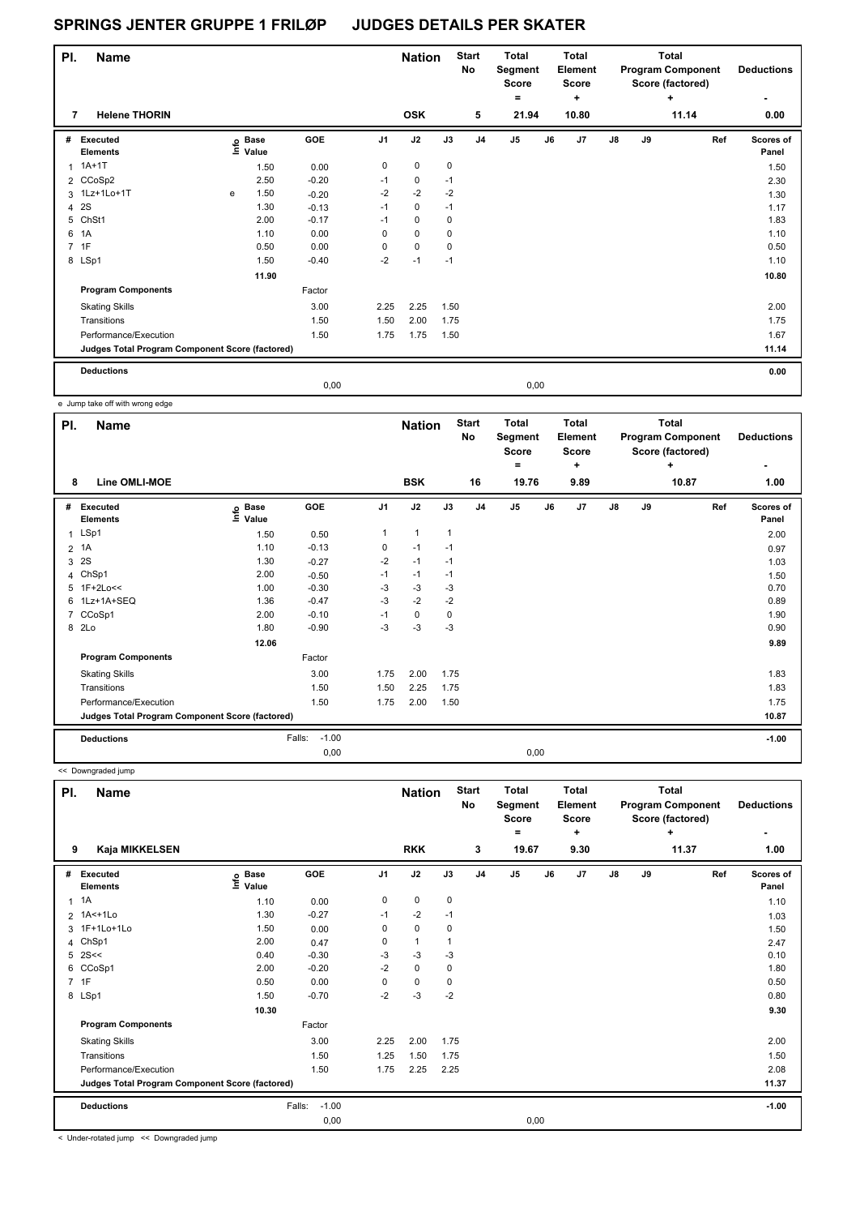# SPRINGS JENTER GRUPPE 1 FRILØP JUDGES DETAILS PER SKATER

| Pl. | Name | Nation | Start No | Total Segment Score = | Total Element Score + | Total Program Component Score (factored) + | Deductions - |
|---|---|---|---|---|---|---|---|
| 7 | Helene THORIN | OSK | 5 | 21.94 | 10.80 | 11.14 | 0.00 |

| # | Executed Elements | Info | Base Value | GOE | J1 | J2 | J3 | J4 | J5 | J6 | J7 | J8 | J9 | Ref | Scores of Panel |
|---|---|---|---|---|---|---|---|---|---|---|---|---|---|---|---|
| 1 | 1A+1T | | 1.50 | 0.00 | 0 | 0 | 0 | | | | | | | | 1.50 |
| 2 | CCoSp2 | | 2.50 | -0.20 | -1 | 0 | -1 | | | | | | | | 2.30 |
| 3 | 1Lz+1Lo+1T | e | 1.50 | -0.20 | -2 | -2 | -2 | | | | | | | | 1.30 |
| 4 | 2S | | 1.30 | -0.13 | -1 | 0 | -1 | | | | | | | | 1.17 |
| 5 | ChSt1 | | 2.00 | -0.17 | -1 | 0 | 0 | | | | | | | | 1.83 |
| 6 | 1A | | 1.10 | 0.00 | 0 | 0 | 0 | | | | | | | | 1.10 |
| 7 | 1F | | 0.50 | 0.00 | 0 | 0 | 0 | | | | | | | | 0.50 |
| 8 | LSp1 | | 1.50 | -0.40 | -2 | -1 | -1 | | | | | | | | 1.10 |
| | | | 11.90 | | | | | | | | | | | | 10.80 |
| | Program Components | | | Factor | | | | | | | | | | | |
| | Skating Skills | | | 3.00 | 2.25 | 2.25 | 1.50 | | | | | | | | 2.00 |
| | Transitions | | | 1.50 | 1.50 | 2.00 | 1.75 | | | | | | | | 1.75 |
| | Performance/Execution | | | 1.50 | 1.75 | 1.75 | 1.50 | | | | | | | | 1.67 |
| | Judges Total Program Component Score (factored) | | | | | | | | | | | | | | 11.14 |
| | Deductions | | | | | | | | | | | | | | 0.00 |
| | | | | 0,00 | | | | | 0,00 | | | | | | |

e Jump take off with wrong edge

| Pl. | Name | Nation | Start No | Total Segment Score = | Total Element Score + | Total Program Component Score (factored) + | Deductions - |
|---|---|---|---|---|---|---|---|
| 8 | Line OMLI-MOE | BSK | 16 | 19.76 | 9.89 | 10.87 | 1.00 |

| # | Executed Elements | Info | Base Value | GOE | J1 | J2 | J3 | J4 | J5 | J6 | J7 | J8 | J9 | Ref | Scores of Panel |
|---|---|---|---|---|---|---|---|---|---|---|---|---|---|---|---|
| 1 | LSp1 | | 1.50 | 0.50 | 1 | 1 | 1 | | | | | | | | 2.00 |
| 2 | 1A | | 1.10 | -0.13 | 0 | -1 | -1 | | | | | | | | 0.97 |
| 3 | 2S | | 1.30 | -0.27 | -2 | -1 | -1 | | | | | | | | 1.03 |
| 4 | ChSp1 | | 2.00 | -0.50 | -1 | -1 | -1 | | | | | | | | 1.50 |
| 5 | 1F+2Lo<< | | 1.00 | -0.30 | -3 | -3 | -3 | | | | | | | | 0.70 |
| 6 | 1Lz+1A+SEQ | | 1.36 | -0.47 | -3 | -2 | -2 | | | | | | | | 0.89 |
| 7 | CCoSp1 | | 2.00 | -0.10 | -1 | 0 | 0 | | | | | | | | 1.90 |
| 8 | 2Lo | | 1.80 | -0.90 | -3 | -3 | -3 | | | | | | | | 0.90 |
| | | | 12.06 | | | | | | | | | | | | 9.89 |
| | Program Components | | | Factor | | | | | | | | | | | |
| | Skating Skills | | | 3.00 | 1.75 | 2.00 | 1.75 | | | | | | | | 1.83 |
| | Transitions | | | 1.50 | 1.50 | 2.25 | 1.75 | | | | | | | | 1.83 |
| | Performance/Execution | | | 1.50 | 1.75 | 2.00 | 1.50 | | | | | | | | 1.75 |
| | Judges Total Program Component Score (factored) | | | | | | | | | | | | | | 10.87 |
| | Deductions | | | Falls: -1.00 | | | | | | | | | | | -1.00 |
| | | | | 0,00 | | | | | 0,00 | | | | | | |

<< Downgraded jump

| Pl. | Name | Nation | Start No | Total Segment Score = | Total Element Score + | Total Program Component Score (factored) + | Deductions - |
|---|---|---|---|---|---|---|---|
| 9 | Kaja MIKKELSEN | RKK | 3 | 19.67 | 9.30 | 11.37 | 1.00 |

| # | Executed Elements | Info | Base Value | GOE | J1 | J2 | J3 | J4 | J5 | J6 | J7 | J8 | J9 | Ref | Scores of Panel |
|---|---|---|---|---|---|---|---|---|---|---|---|---|---|---|---|
| 1 | 1A | | 1.10 | 0.00 | 0 | 0 | 0 | | | | | | | | 1.10 |
| 2 | 1A<+1Lo | | 1.30 | -0.27 | -1 | -2 | -1 | | | | | | | | 1.03 |
| 3 | 1F+1Lo+1Lo | | 1.50 | 0.00 | 0 | 0 | 0 | | | | | | | | 1.50 |
| 4 | ChSp1 | | 2.00 | 0.47 | 0 | 1 | 1 | | | | | | | | 2.47 |
| 5 | 2S<< | | 0.40 | -0.30 | -3 | -3 | -3 | | | | | | | | 0.10 |
| 6 | CCoSp1 | | 2.00 | -0.20 | -2 | 0 | 0 | | | | | | | | 1.80 |
| 7 | 1F | | 0.50 | 0.00 | 0 | 0 | 0 | | | | | | | | 0.50 |
| 8 | LSp1 | | 1.50 | -0.70 | -2 | -3 | -2 | | | | | | | | 0.80 |
| | | | 10.30 | | | | | | | | | | | | 9.30 |
| | Program Components | | | Factor | | | | | | | | | | | |
| | Skating Skills | | | 3.00 | 2.25 | 2.00 | 1.75 | | | | | | | | 2.00 |
| | Transitions | | | 1.50 | 1.25 | 1.50 | 1.75 | | | | | | | | 1.50 |
| | Performance/Execution | | | 1.50 | 1.75 | 2.25 | 2.25 | | | | | | | | 2.08 |
| | Judges Total Program Component Score (factored) | | | | | | | | | | | | | | 11.37 |
| | Deductions | | | Falls: -1.00 | | | | | | | | | | | -1.00 |
| | | | | 0,00 | | | | | 0,00 | | | | | | |

< Under-rotated jump << Downgraded jump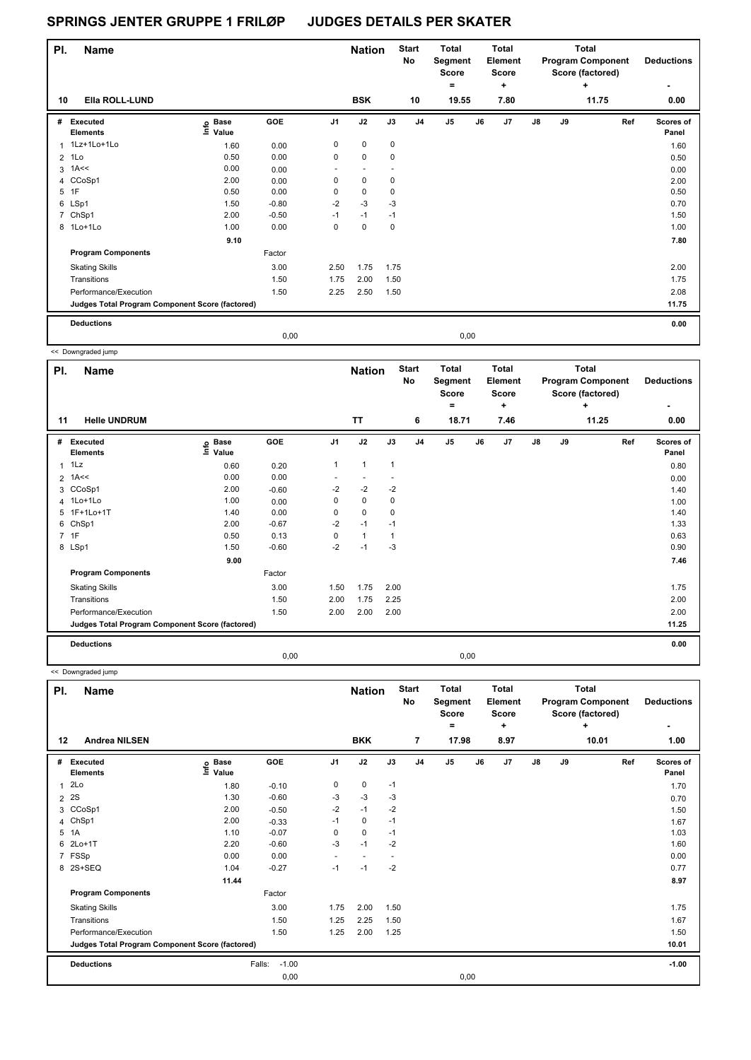# SPRINGS JENTER GRUPPE 1 FRILØP JUDGES DETAILS PER SKATER

| Pl. | Name | Nation | Start No | Total Segment Score = | Total Element Score + | Total Program Component Score (factored) + | Deductions - |
|---|---|---|---|---|---|---|---|
| 10 | Ella ROLL-LUND | BSK | 10 | 19.55 | 7.80 | 11.75 | 0.00 |

| # | Executed Elements | Info | Base Value | GOE | J1 | J2 | J3 | J4 | J5 | J6 | J7 | J8 | J9 | Ref | Scores of Panel |
|---|---|---|---|---|---|---|---|---|---|---|---|---|---|---|---|
| 1 | 1Lz+1Lo+1Lo | | 1.60 | 0.00 | 0 | 0 | 0 | | | | | | | | 1.60 |
| 2 | 1Lo | | 0.50 | 0.00 | 0 | 0 | 0 | | | | | | | | 0.50 |
| 3 | 1A<< | | 0.00 | 0.00 | - | - | - | | | | | | | | 0.00 |
| 4 | CCoSp1 | | 2.00 | 0.00 | 0 | 0 | 0 | | | | | | | | 2.00 |
| 5 | 1F | | 0.50 | 0.00 | 0 | 0 | 0 | | | | | | | | 0.50 |
| 6 | LSp1 | | 1.50 | -0.80 | -2 | -3 | -3 | | | | | | | | 0.70 |
| 7 | ChSp1 | | 2.00 | -0.50 | -1 | -1 | -1 | | | | | | | | 1.50 |
| 8 | 1Lo+1Lo | | 1.00 | 0.00 | 0 | 0 | 0 | | | | | | | | 1.00 |
| | | | 9.10 | | | | | | | | | | | | 7.80 |
| | **Program Components** | | | Factor | | | | | | | | | | | |
| | Skating Skills | | | 3.00 | 2.50 | 1.75 | 1.75 | | | | | | | | 2.00 |
| | Transitions | | | 1.50 | 1.75 | 2.00 | 1.50 | | | | | | | | 1.75 |
| | Performance/Execution | | | 1.50 | 2.25 | 2.50 | 1.50 | | | | | | | | 2.08 |
| | **Judges Total Program Component Score (factored)** | | | | | | | | | | | | | | 11.75 |
| | **Deductions** | | | | | | | | | | | | | | 0.00 |
| | | | | 0,00 | | | | | 0,00 | | | | | | |

<< Downgraded jump

| Pl. | Name | Nation | Start No | Total Segment Score = | Total Element Score + | Total Program Component Score (factored) + | Deductions - |
|---|---|---|---|---|---|---|---|
| 11 | Helle UNDRUM | TT | 6 | 18.71 | 7.46 | 11.25 | 0.00 |

| # | Executed Elements | Info | Base Value | GOE | J1 | J2 | J3 | J4 | J5 | J6 | J7 | J8 | J9 | Ref | Scores of Panel |
|---|---|---|---|---|---|---|---|---|---|---|---|---|---|---|---|
| 1 | 1Lz | | 0.60 | 0.20 | 1 | 1 | 1 | | | | | | | | 0.80 |
| 2 | 1A<< | | 0.00 | 0.00 | - | - | - | | | | | | | | 0.00 |
| 3 | CCoSp1 | | 2.00 | -0.60 | -2 | -2 | -2 | | | | | | | | 1.40 |
| 4 | 1Lo+1Lo | | 1.00 | 0.00 | 0 | 0 | 0 | | | | | | | | 1.00 |
| 5 | 1F+1Lo+1T | | 1.40 | 0.00 | 0 | 0 | 0 | | | | | | | | 1.40 |
| 6 | ChSp1 | | 2.00 | -0.67 | -2 | -1 | -1 | | | | | | | | 1.33 |
| 7 | 1F | | 0.50 | 0.13 | 0 | 1 | 1 | | | | | | | | 0.63 |
| 8 | LSp1 | | 1.50 | -0.60 | -2 | -1 | -3 | | | | | | | | 0.90 |
| | | | 9.00 | | | | | | | | | | | | 7.46 |
| | **Program Components** | | | Factor | | | | | | | | | | | |
| | Skating Skills | | | 3.00 | 1.50 | 1.75 | 2.00 | | | | | | | | 1.75 |
| | Transitions | | | 1.50 | 2.00 | 1.75 | 2.25 | | | | | | | | 2.00 |
| | Performance/Execution | | | 1.50 | 2.00 | 2.00 | 2.00 | | | | | | | | 2.00 |
| | **Judges Total Program Component Score (factored)** | | | | | | | | | | | | | | 11.25 |
| | **Deductions** | | | | | | | | | | | | | | 0.00 |
| | | | | 0,00 | | | | | 0,00 | | | | | | |

<< Downgraded jump

| Pl. | Name | Nation | Start No | Total Segment Score = | Total Element Score + | Total Program Component Score (factored) + | Deductions - |
|---|---|---|---|---|---|---|---|
| 12 | Andrea NILSEN | BKK | 7 | 17.98 | 8.97 | 10.01 | 1.00 |

| # | Executed Elements | Info | Base Value | GOE | J1 | J2 | J3 | J4 | J5 | J6 | J7 | J8 | J9 | Ref | Scores of Panel |
|---|---|---|---|---|---|---|---|---|---|---|---|---|---|---|---|
| 1 | 2Lo | | 1.80 | -0.10 | 0 | 0 | -1 | | | | | | | | 1.70 |
| 2 | 2S | | 1.30 | -0.60 | -3 | -3 | -3 | | | | | | | | 0.70 |
| 3 | CCoSp1 | | 2.00 | -0.50 | -2 | -1 | -2 | | | | | | | | 1.50 |
| 4 | ChSp1 | | 2.00 | -0.33 | -1 | 0 | -1 | | | | | | | | 1.67 |
| 5 | 1A | | 1.10 | -0.07 | 0 | 0 | -1 | | | | | | | | 1.03 |
| 6 | 2Lo+1T | | 2.20 | -0.60 | -3 | -1 | -2 | | | | | | | | 1.60 |
| 7 | FSSp | | 0.00 | 0.00 | - | - | - | | | | | | | | 0.00 |
| 8 | 2S+SEQ | | 1.04 | -0.27 | -1 | -1 | -2 | | | | | | | | 0.77 |
| | | | 11.44 | | | | | | | | | | | | 8.97 |
| | **Program Components** | | | Factor | | | | | | | | | | | |
| | Skating Skills | | | 3.00 | 1.75 | 2.00 | 1.50 | | | | | | | | 1.75 |
| | Transitions | | | 1.50 | 1.25 | 2.25 | 1.50 | | | | | | | | 1.67 |
| | Performance/Execution | | | 1.50 | 1.25 | 2.00 | 1.25 | | | | | | | | 1.50 |
| | **Judges Total Program Component Score (factored)** | | | | | | | | | | | | | | 10.01 |
| | **Deductions** | | Falls: | -1.00 | | | | | | | | | | | -1.00 |
| | | | | 0,00 | | | | | 0,00 | | | | | | |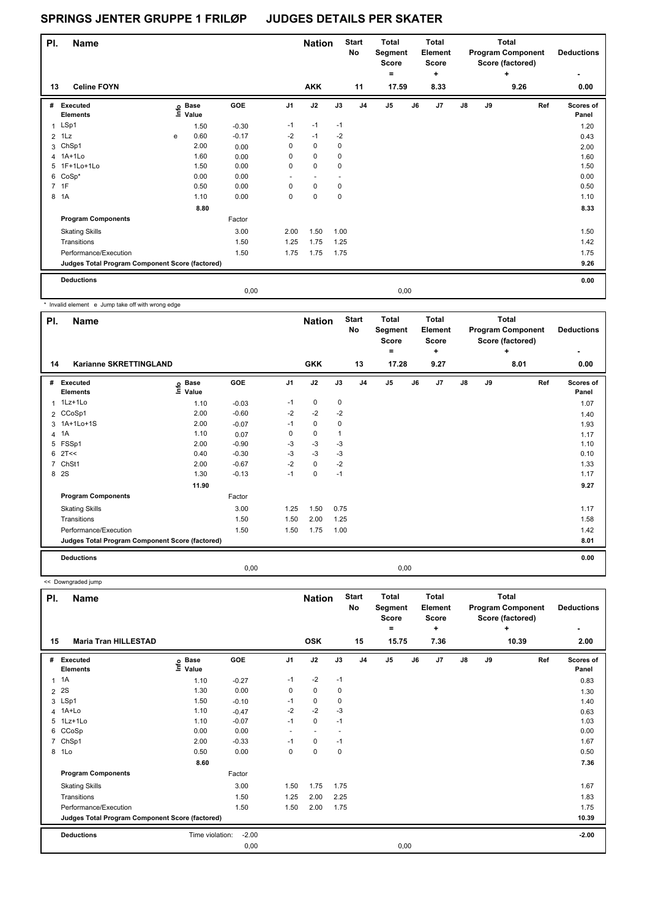# SPRINGS JENTER GRUPPE 1 FRILØP JUDGES DETAILS PER SKATER

| Pl. | Name | Nation | Start No | Total Segment Score = | Total Element Score + | Total Program Component Score (factored) + | Deductions - |
|---|---|---|---|---|---|---|---|
| 13 | Celine FOYN | AKK | 11 | 17.59 | 8.33 | 9.26 | 0.00 |

| # | Executed Elements | Info | Base Value | GOE | J1 | J2 | J3 | J4 | J5 | J6 | J7 | J8 | J9 | Ref | Scores of Panel |
|---|---|---|---|---|---|---|---|---|---|---|---|---|---|---|---|
| 1 | LSp1 | | 1.50 | -0.30 | -1 | -1 | -1 | | | | | | | | 1.20 |
| 2 | 1Lz | e | 0.60 | -0.17 | -2 | -1 | -2 | | | | | | | | 0.43 |
| 3 | ChSp1 | | 2.00 | 0.00 | 0 | 0 | 0 | | | | | | | | 2.00 |
| 4 | 1A+1Lo | | 1.60 | 0.00 | 0 | 0 | 0 | | | | | | | | 1.60 |
| 5 | 1F+1Lo+1Lo | | 1.50 | 0.00 | 0 | 0 | 0 | | | | | | | | 1.50 |
| 6 | CoSp* | | 0.00 | 0.00 | - | - | - | | | | | | | | 0.00 |
| 7 | 1F | | 0.50 | 0.00 | 0 | 0 | 0 | | | | | | | | 0.50 |
| 8 | 1A | | 1.10 | 0.00 | 0 | 0 | 0 | | | | | | | | 1.10 |
| | | | 8.80 | | | | | | | | | | | | 8.33 |
| | **Program Components** | | | Factor | | | | | | | | | | | |
| | Skating Skills | | | 3.00 | 2.00 | 1.50 | 1.00 | | | | | | | | 1.50 |
| | Transitions | | | 1.50 | 1.25 | 1.75 | 1.25 | | | | | | | | 1.42 |
| | Performance/Execution | | | 1.50 | 1.75 | 1.75 | 1.75 | | | | | | | | 1.75 |
| | **Judges Total Program Component Score (factored)** | | | | | | | | | | | | | | 9.26 |
| | **Deductions** | | | | | | | | | | | | | | 0.00 |
| | | | | 0,00 | | | | | 0,00 | | | | | | |

\* Invalid element e Jump take off with wrong edge

| Pl. | Name | Nation | Start No | Total Segment Score = | Total Element Score + | Total Program Component Score (factored) + | Deductions - |
|---|---|---|---|---|---|---|---|
| 14 | Karianne SKRETTINGLAND | GKK | 13 | 17.28 | 9.27 | 8.01 | 0.00 |

| # | Executed Elements | Info | Base Value | GOE | J1 | J2 | J3 | J4 | J5 | J6 | J7 | J8 | J9 | Ref | Scores of Panel |
|---|---|---|---|---|---|---|---|---|---|---|---|---|---|---|---|
| 1 | 1Lz+1Lo | | 1.10 | -0.03 | -1 | 0 | 0 | | | | | | | | 1.07 |
| 2 | CCoSp1 | | 2.00 | -0.60 | -2 | -2 | -2 | | | | | | | | 1.40 |
| 3 | 1A+1Lo+1S | | 2.00 | -0.07 | -1 | 0 | 0 | | | | | | | | 1.93 |
| 4 | 1A | | 1.10 | 0.07 | 0 | 0 | 1 | | | | | | | | 1.17 |
| 5 | FSSp1 | | 2.00 | -0.90 | -3 | -3 | -3 | | | | | | | | 1.10 |
| 6 | 2T<< | | 0.40 | -0.30 | -3 | -3 | -3 | | | | | | | | 0.10 |
| 7 | ChSt1 | | 2.00 | -0.67 | -2 | 0 | -2 | | | | | | | | 1.33 |
| 8 | 2S | | 1.30 | -0.13 | -1 | 0 | -1 | | | | | | | | 1.17 |
| | | | 11.90 | | | | | | | | | | | | 9.27 |
| | **Program Components** | | | Factor | | | | | | | | | | | |
| | Skating Skills | | | 3.00 | 1.25 | 1.50 | 0.75 | | | | | | | | 1.17 |
| | Transitions | | | 1.50 | 1.50 | 2.00 | 1.25 | | | | | | | | 1.58 |
| | Performance/Execution | | | 1.50 | 1.50 | 1.75 | 1.00 | | | | | | | | 1.42 |
| | **Judges Total Program Component Score (factored)** | | | | | | | | | | | | | | 8.01 |
| | **Deductions** | | | | | | | | | | | | | | 0.00 |
| | | | | 0,00 | | | | | 0,00 | | | | | | |

<< Downgraded jump

| Pl. | Name | Nation | Start No | Total Segment Score = | Total Element Score + | Total Program Component Score (factored) + | Deductions - |
|---|---|---|---|---|---|---|---|
| 15 | Maria Tran HILLESTAD | OSK | 15 | 15.75 | 7.36 | 10.39 | 2.00 |

| # | Executed Elements | Info | Base Value | GOE | J1 | J2 | J3 | J4 | J5 | J6 | J7 | J8 | J9 | Ref | Scores of Panel |
|---|---|---|---|---|---|---|---|---|---|---|---|---|---|---|---|
| 1 | 1A | | 1.10 | -0.27 | -1 | -2 | -1 | | | | | | | | 0.83 |
| 2 | 2S | | 1.30 | 0.00 | 0 | 0 | 0 | | | | | | | | 1.30 |
| 3 | LSp1 | | 1.50 | -0.10 | -1 | 0 | 0 | | | | | | | | 1.40 |
| 4 | 1A+Lo | | 1.10 | -0.47 | -2 | -2 | -3 | | | | | | | | 0.63 |
| 5 | 1Lz+1Lo | | 1.10 | -0.07 | -1 | 0 | -1 | | | | | | | | 1.03 |
| 6 | CCoSp | | 0.00 | 0.00 | - | - | - | | | | | | | | 0.00 |
| 7 | ChSp1 | | 2.00 | -0.33 | -1 | 0 | -1 | | | | | | | | 1.67 |
| 8 | 1Lo | | 0.50 | 0.00 | 0 | 0 | 0 | | | | | | | | 0.50 |
| | | | 8.60 | | | | | | | | | | | | 7.36 |
| | **Program Components** | | | Factor | | | | | | | | | | | |
| | Skating Skills | | | 3.00 | 1.50 | 1.75 | 1.75 | | | | | | | | 1.67 |
| | Transitions | | | 1.50 | 1.25 | 2.00 | 2.25 | | | | | | | | 1.83 |
| | Performance/Execution | | | 1.50 | 1.50 | 2.00 | 1.75 | | | | | | | | 1.75 |
| | **Judges Total Program Component Score (factored)** | | | | | | | | | | | | | | 10.39 |
| | **Deductions** | Time violation: | | -2.00 | | | | | | | | | | | -2.00 |
| | | | | 0,00 | | | | | 0,00 | | | | | | |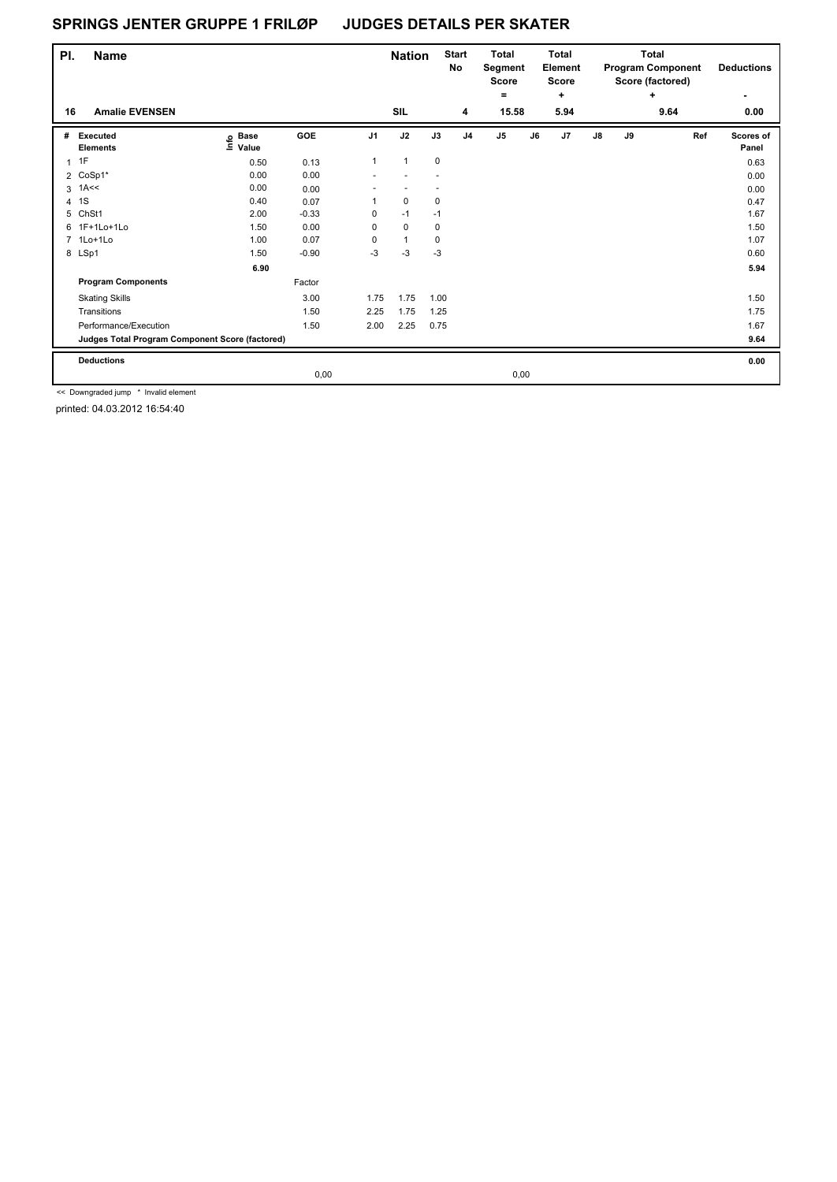## SPRINGS JENTER GRUPPE 1 FRILØP JUDGES DETAILS PER SKATER

| Pl. | Name | Nation | Start No | Total Segment Score = | Total Element Score + | Total Program Component Score (factored) + | Deductions - |
|---|---|---|---|---|---|---|---|
| 16 | Amalie EVENSEN | SIL | 4 | 15.58 | 5.94 | 9.64 | 0.00 |

| # | Executed Elements | Info | Base Value | GOE | J1 | J2 | J3 | J4 | J5 | J6 | J7 | J8 | J9 | Ref | Scores of Panel |
|---|---|---|---|---|---|---|---|---|---|---|---|---|---|---|---|
| 1 | 1F | | 0.50 | 0.13 | 1 | 1 | 0 | | | | | | | | 0.63 |
| 2 | CoSp1* | | 0.00 | 0.00 | - | - | - | | | | | | | | 0.00 |
| 3 | 1A<< | | 0.00 | 0.00 | - | - | - | | | | | | | | 0.00 |
| 4 | 1S | | 0.40 | 0.07 | 1 | 0 | 0 | | | | | | | | 0.47 |
| 5 | ChSt1 | | 2.00 | -0.33 | 0 | -1 | -1 | | | | | | | | 1.67 |
| 6 | 1F+1Lo+1Lo | | 1.50 | 0.00 | 0 | 0 | 0 | | | | | | | | 1.50 |
| 7 | 1Lo+1Lo | | 1.00 | 0.07 | 0 | 1 | 0 | | | | | | | | 1.07 |
| 8 | LSp1 | | 1.50 | -0.90 | -3 | -3 | -3 | | | | | | | | 0.60 |
| | | | 6.90 | | | | | | | | | | | | 5.94 |
| | **Program Components** | | | Factor | | | | | | | | | | | |
| | Skating Skills | | | 3.00 | 1.75 | 1.75 | 1.00 | | | | | | | | 1.50 |
| | Transitions | | | 1.50 | 2.25 | 1.75 | 1.25 | | | | | | | | 1.75 |
| | Performance/Execution | | | 1.50 | 2.00 | 2.25 | 0.75 | | | | | | | | 1.67 |
| | **Judges Total Program Component Score (factored)** | | | | | | | | | | | | | | 9.64 |
| | **Deductions** | | | | | | | | | | | | | | 0.00 |
| | | | | 0,00 | | | | | 0,00 | | | | | | |

<< Downgraded jump * Invalid element

printed: 04.03.2012 16:54:40